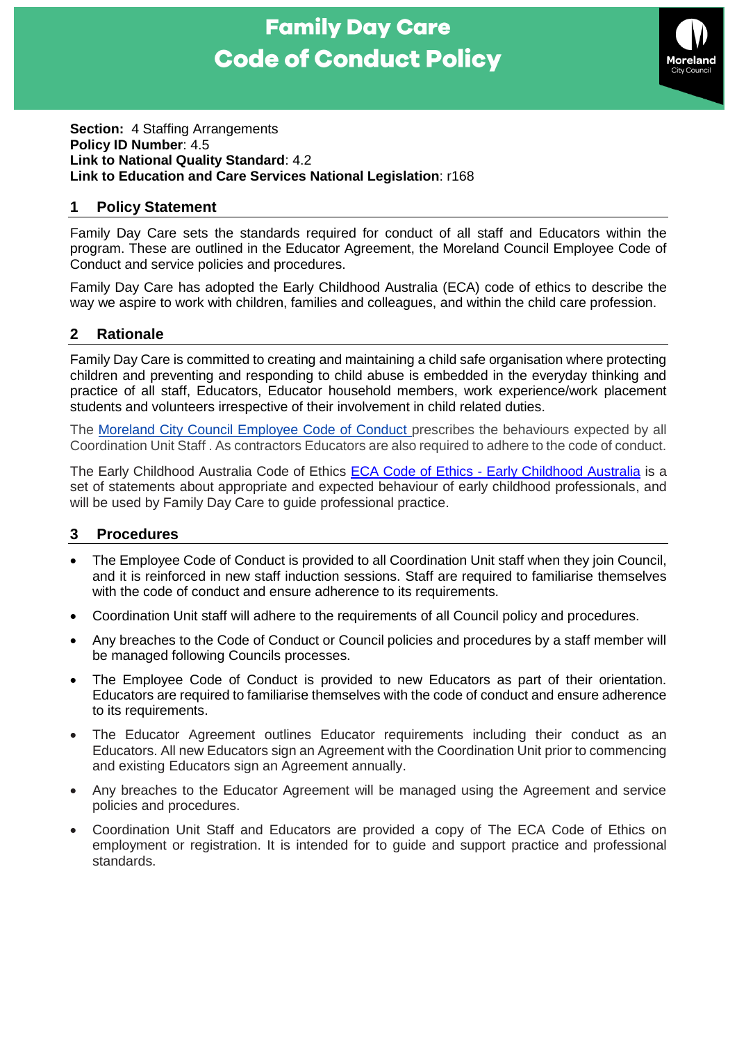# Family Day Care Code of Conduct Policy

**Section:** 4 Staffing Arrangements
**Policy ID Number**: 4.5
**Link to National Quality Standard**: 4.2
**Link to Education and Care Services National Legislation**: r168

## 1 Policy Statement

Family Day Care sets the standards required for conduct of all staff and Educators within the program. These are outlined in the Educator Agreement, the Moreland Council Employee Code of Conduct and service policies and procedures.

Family Day Care has adopted the Early Childhood Australia (ECA) code of ethics to describe the way we aspire to work with children, families and colleagues, and within the child care profession.

## 2 Rationale

Family Day Care is committed to creating and maintaining a child safe organisation where protecting children and preventing and responding to child abuse is embedded in the everyday thinking and practice of all staff, Educators, Educator household members, work experience/work placement students and volunteers irrespective of their involvement in child related duties.

The Moreland City Council Employee Code of Conduct prescribes the behaviours expected by all Coordination Unit Staff . As contractors Educators are also required to adhere to the code of conduct.

The Early Childhood Australia Code of Ethics ECA Code of Ethics - Early Childhood Australia is a set of statements about appropriate and expected behaviour of early childhood professionals, and will be used by Family Day Care to guide professional practice.

## 3 Procedures

- The Employee Code of Conduct is provided to all Coordination Unit staff when they join Council, and it is reinforced in new staff induction sessions. Staff are required to familiarise themselves with the code of conduct and ensure adherence to its requirements.
- Coordination Unit staff will adhere to the requirements of all Council policy and procedures.
- Any breaches to the Code of Conduct or Council policies and procedures by a staff member will be managed following Councils processes.
- The Employee Code of Conduct is provided to new Educators as part of their orientation. Educators are required to familiarise themselves with the code of conduct and ensure adherence to its requirements.
- The Educator Agreement outlines Educator requirements including their conduct as an Educators. All new Educators sign an Agreement with the Coordination Unit prior to commencing and existing Educators sign an Agreement annually.
- Any breaches to the Educator Agreement will be managed using the Agreement and service policies and procedures.
- Coordination Unit Staff and Educators are provided a copy of The ECA Code of Ethics on employment or registration. It is intended for to guide and support practice and professional standards.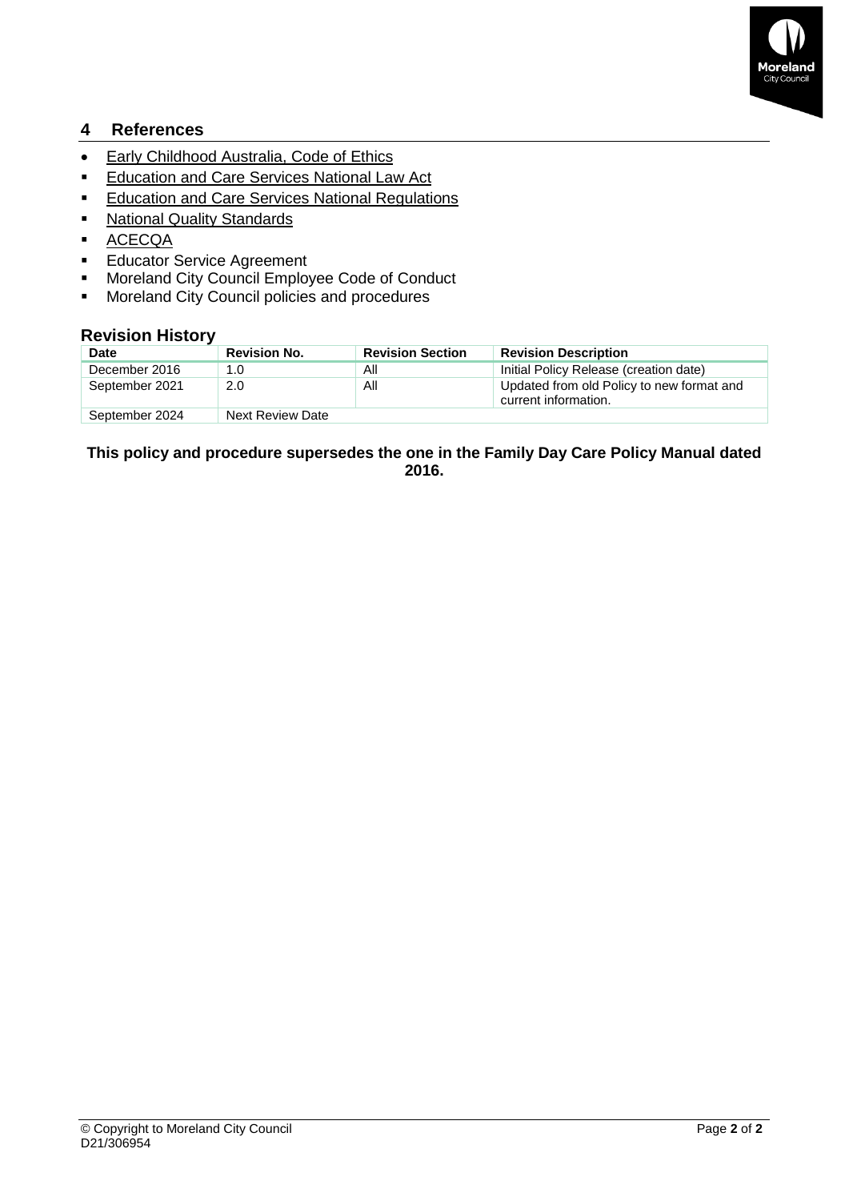## 4 References

- Early Childhood Australia, Code of Ethics
- Education and Care Services National Law Act
- Education and Care Services National Regulations
- National Quality Standards
- ACECQA
- Educator Service Agreement
- Moreland City Council Employee Code of Conduct
- Moreland City Council policies and procedures

### Revision History

| Date | Revision No. | Revision Section | Revision Description |
| --- | --- | --- | --- |
| December 2016 | 1.0 | All | Initial Policy Release (creation date) |
| September 2021 | 2.0 | All | Updated from old Policy to new format and current information. |
| September 2024 | Next Review Date | | |

**This policy and procedure supersedes the one in the Family Day Care Policy Manual dated 2016.**

© Copyright to Moreland City Council
D21/306954